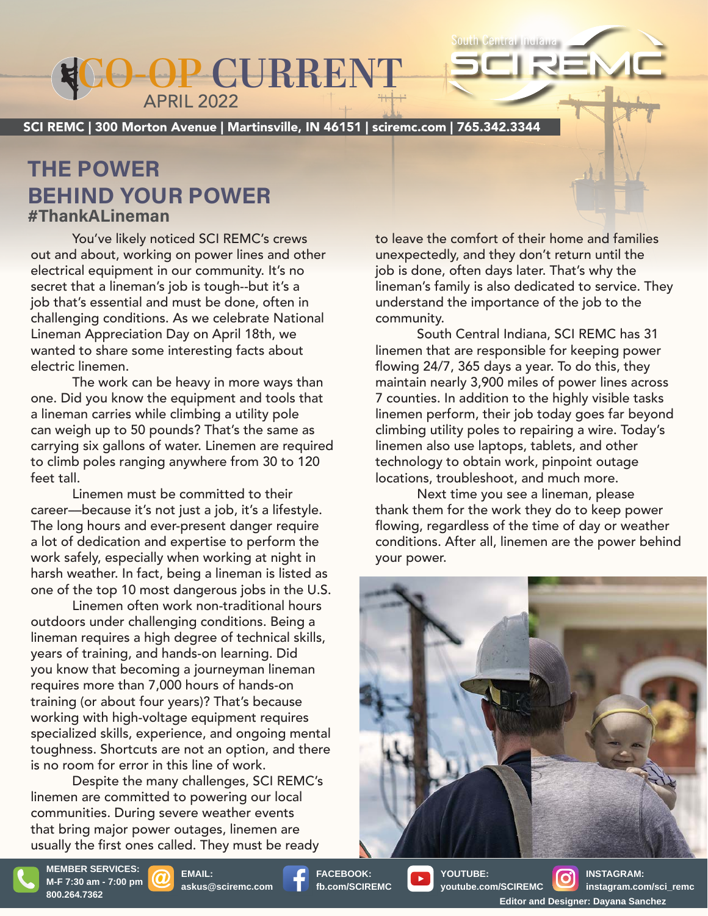# CO-OP CURRENT

APRIL 2022

South Central Indiana SCI REMC

SCI REMC | 300 Morton Avenue | Martinsville, IN 46151 | sciremc.com | 765.342.3344

## THE POWER BEHIND YOUR POWER

### #ThankALineman

You've likely noticed SCI REMC's crews out and about, working on power lines and other electrical equipment in our community. It's no secret that a lineman's job is tough--but it's a job that's essential and must be done, often in challenging conditions. As we celebrate National Lineman Appreciation Day on April 18th, we wanted to share some interesting facts about electric linemen.

The work can be heavy in more ways than one. Did you know the equipment and tools that a lineman carries while climbing a utility pole can weigh up to 50 pounds? That's the same as carrying six gallons of water. Linemen are required to climb poles ranging anywhere from 30 to 120 feet tall.

Linemen must be committed to their career—because it's not just a job, it's a lifestyle. The long hours and ever-present danger require a lot of dedication and expertise to perform the work safely, especially when working at night in harsh weather. In fact, being a lineman is listed as one of the top 10 most dangerous jobs in the U.S.

Linemen often work non-traditional hours outdoors under challenging conditions. Being a lineman requires a high degree of technical skills, years of training, and hands-on learning. Did you know that becoming a journeyman lineman requires more than 7,000 hours of hands-on training (or about four years)? That's because working with high-voltage equipment requires specialized skills, experience, and ongoing mental toughness. Shortcuts are not an option, and there is no room for error in this line of work.

Despite the many challenges, SCI REMC's linemen are committed to powering our local communities. During severe weather events that bring major power outages, linemen are usually the first ones called. They must be ready to leave the comfort of their home and families unexpectedly, and they don't return until the job is done, often days later. That's why the lineman's family is also dedicated to service. They understand the importance of the job to the community.

South Central Indiana, SCI REMC has 31 linemen that are responsible for keeping power flowing 24/7, 365 days a year. To do this, they maintain nearly 3,900 miles of power lines across 7 counties. In addition to the highly visible tasks linemen perform, their job today goes far beyond climbing utility poles to repairing a wire. Today's linemen also use laptops, tablets, and other technology to obtain work, pinpoint outage locations, troubleshoot, and much more.

Next time you see a lineman, please thank them for the work they do to keep power flowing, regardless of the time of day or weather conditions. After all, linemen are the power behind your power.

**MEMBER SERVICES:** M-F 7:30 am - 7:00 pm 800.264.7362 | **EMAIL:** askus@sciremc.com | **FACEBOOK:** fb.com/SCIREMC | **YOUTUBE:** youtube.com/SCIREMC | **INSTAGRAM:** instagram.com/sci_remc

Editor and Designer: Dayana Sanchez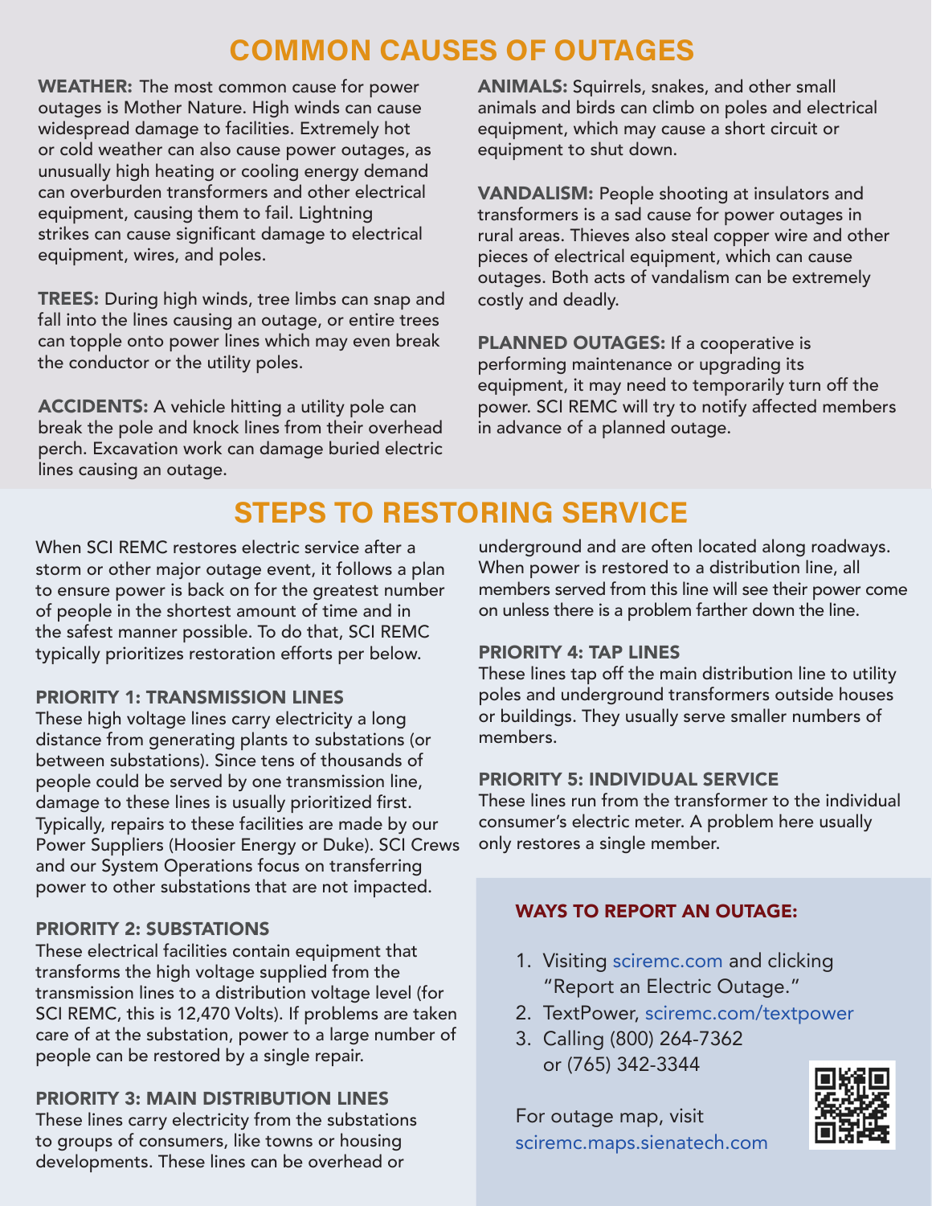# COMMON CAUSES OF OUTAGES

**WEATHER:** The most common cause for power outages is Mother Nature. High winds can cause widespread damage to facilities. Extremely hot or cold weather can also cause power outages, as unusually high heating or cooling energy demand can overburden transformers and other electrical equipment, causing them to fail. Lightning strikes can cause significant damage to electrical equipment, wires, and poles.

**TREES:** During high winds, tree limbs can snap and fall into the lines causing an outage, or entire trees can topple onto power lines which may even break the conductor or the utility poles.

**ACCIDENTS:** A vehicle hitting a utility pole can break the pole and knock lines from their overhead perch. Excavation work can damage buried electric lines causing an outage.

**ANIMALS:** Squirrels, snakes, and other small animals and birds can climb on poles and electrical equipment, which may cause a short circuit or equipment to shut down.

**VANDALISM:** People shooting at insulators and transformers is a sad cause for power outages in rural areas. Thieves also steal copper wire and other pieces of electrical equipment, which can cause outages. Both acts of vandalism can be extremely costly and deadly.

**PLANNED OUTAGES:** If a cooperative is performing maintenance or upgrading its equipment, it may need to temporarily turn off the power. SCI REMC will try to notify affected members in advance of a planned outage.

# STEPS TO RESTORING SERVICE

When SCI REMC restores electric service after a storm or other major outage event, it follows a plan to ensure power is back on for the greatest number of people in the shortest amount of time and in the safest manner possible. To do that, SCI REMC typically prioritizes restoration efforts per below.

### PRIORITY 1: TRANSMISSION LINES

These high voltage lines carry electricity a long distance from generating plants to substations (or between substations). Since tens of thousands of people could be served by one transmission line, damage to these lines is usually prioritized first. Typically, repairs to these facilities are made by our Power Suppliers (Hoosier Energy or Duke). SCI Crews and our System Operations focus on transferring power to other substations that are not impacted.

### PRIORITY 2: SUBSTATIONS

These electrical facilities contain equipment that transforms the high voltage supplied from the transmission lines to a distribution voltage level (for SCI REMC, this is 12,470 Volts). If problems are taken care of at the substation, power to a large number of people can be restored by a single repair.

### PRIORITY 3: MAIN DISTRIBUTION LINES

These lines carry electricity from the substations to groups of consumers, like towns or housing developments. These lines can be overhead or underground and are often located along roadways. When power is restored to a distribution line, all members served from this line will see their power come on unless there is a problem farther down the line.

### PRIORITY 4: TAP LINES

These lines tap off the main distribution line to utility poles and underground transformers outside houses or buildings. They usually serve smaller numbers of members.

### PRIORITY 5: INDIVIDUAL SERVICE

These lines run from the transformer to the individual consumer's electric meter. A problem here usually only restores a single member.

### WAYS TO REPORT AN OUTAGE:

1. Visiting sciremc.com and clicking "Report an Electric Outage."
2. TextPower, sciremc.com/textpower
3. Calling (800) 264-7362 or (765) 342-3344

For outage map, visit sciremc.maps.sienatech.com